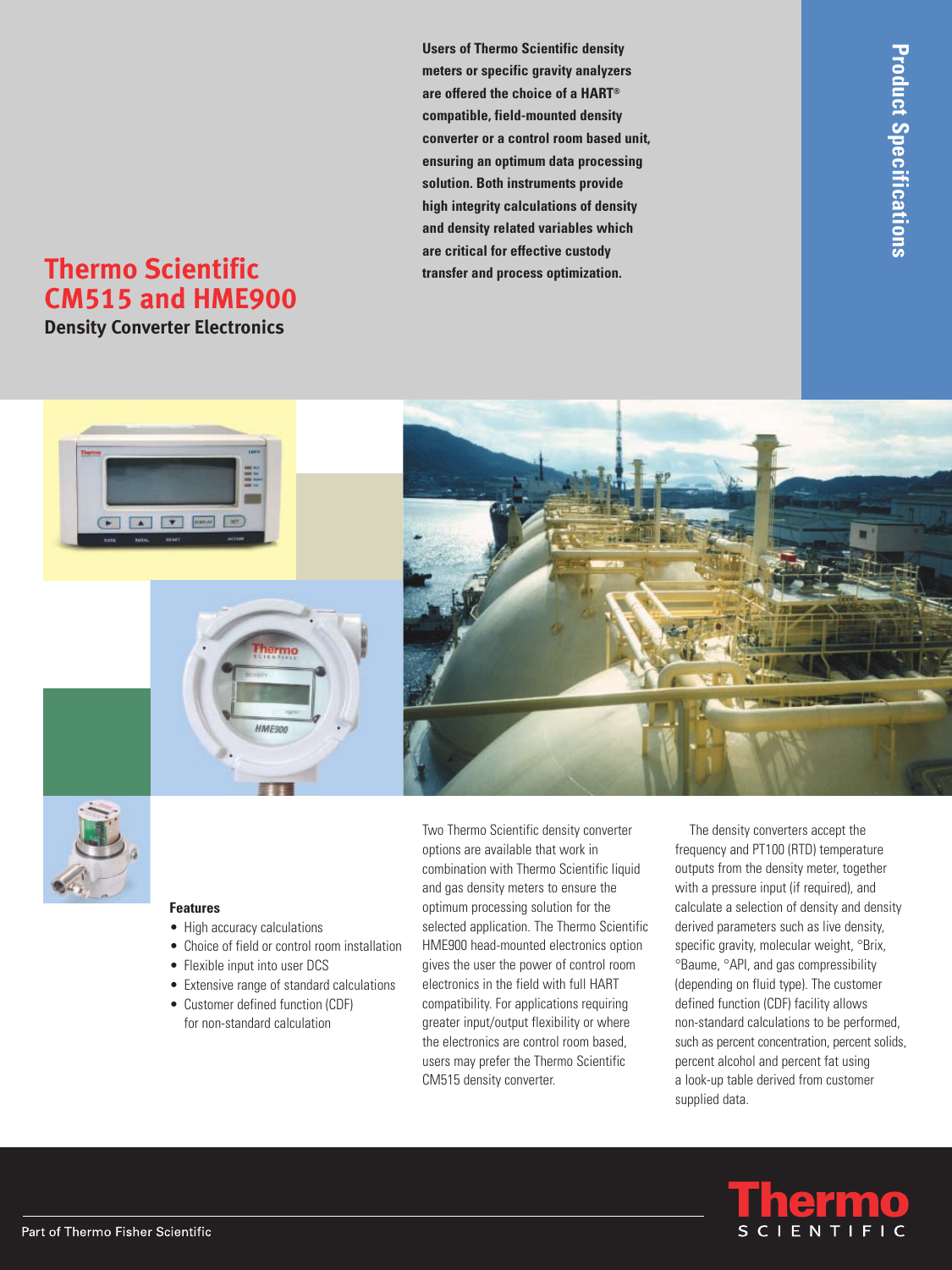# Thermo Scientific CM515 and HME900

## Density Converter Electronics

**Users of Thermo Scientific density meters or specific gravity analyzers are offered the choice of a HART® compatible, field-mounted density converter or a control room based unit, ensuring an optimum data processing solution. Both instruments provide high integrity calculations of density and density related variables which are critical for effective custody transfer and process optimization.**

Product Specifications

### Features

- High accuracy calculations
- Choice of field or control room installation
- Flexible input into user DCS
- Extensive range of standard calculations
- Customer defined function (CDF) for non-standard calculation

Two Thermo Scientific density converter options are available that work in combination with Thermo Scientific liquid and gas density meters to ensure the optimum processing solution for the selected application. The Thermo Scientific HME900 head-mounted electronics option gives the user the power of control room electronics in the field with full HART compatibility. For applications requiring greater input/output flexibility or where the electronics are control room based, users may prefer the Thermo Scientific CM515 density converter.

The density converters accept the frequency and PT100 (RTD) temperature outputs from the density meter, together with a pressure input (if required), and calculate a selection of density and density derived parameters such as live density, specific gravity, molecular weight, °Brix, °Baume, °API, and gas compressibility (depending on fluid type). The customer defined function (CDF) facility allows non-standard calculations to be performed, such as percent concentration, percent solids, percent alcohol and percent fat using a look-up table derived from customer supplied data.

Part of Thermo Fisher Scientific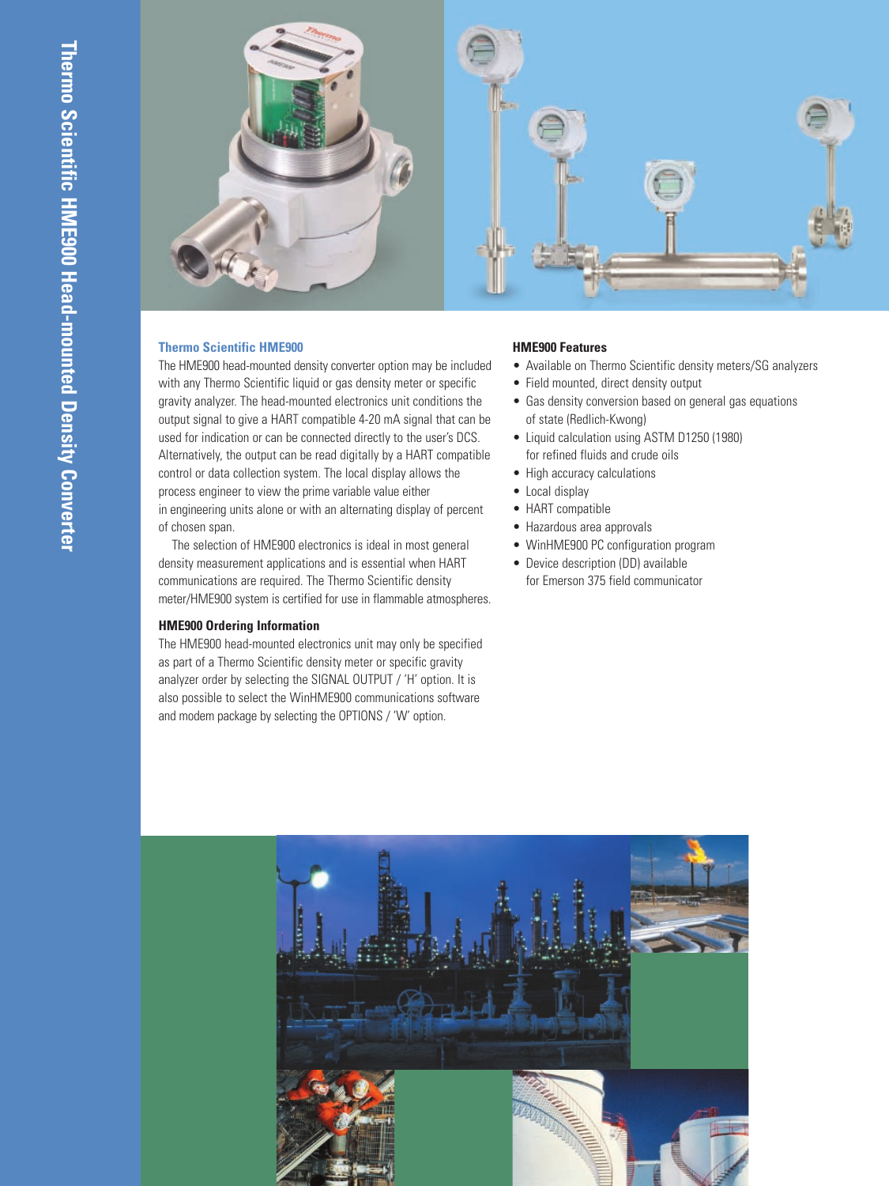# Thermo Scientific HME900 Head-mounted Density Converter

## Thermo Scientific HME900

The HME900 head-mounted density converter option may be included with any Thermo Scientific liquid or gas density meter or specific gravity analyzer. The head-mounted electronics unit conditions the output signal to give a HART compatible 4-20 mA signal that can be used for indication or can be connected directly to the user's DCS. Alternatively, the output can be read digitally by a HART compatible control or data collection system. The local display allows the process engineer to view the prime variable value either in engineering units alone or with an alternating display of percent of chosen span.

The selection of HME900 electronics is ideal in most general density measurement applications and is essential when HART communications are required. The Thermo Scientific density meter/HME900 system is certified for use in flammable atmospheres.

### HME900 Ordering Information

The HME900 head-mounted electronics unit may only be specified as part of a Thermo Scientific density meter or specific gravity analyzer order by selecting the SIGNAL OUTPUT / 'H' option. It is also possible to select the WinHME900 communications software and modem package by selecting the OPTIONS / 'W' option.

### HME900 Features

- Available on Thermo Scientific density meters/SG analyzers
- Field mounted, direct density output
- Gas density conversion based on general gas equations of state (Redlich-Kwong)
- Liquid calculation using ASTM D1250 (1980) for refined fluids and crude oils
- High accuracy calculations
- Local display
- HART compatible
- Hazardous area approvals
- WinHME900 PC configuration program
- Device description (DD) available for Emerson 375 field communicator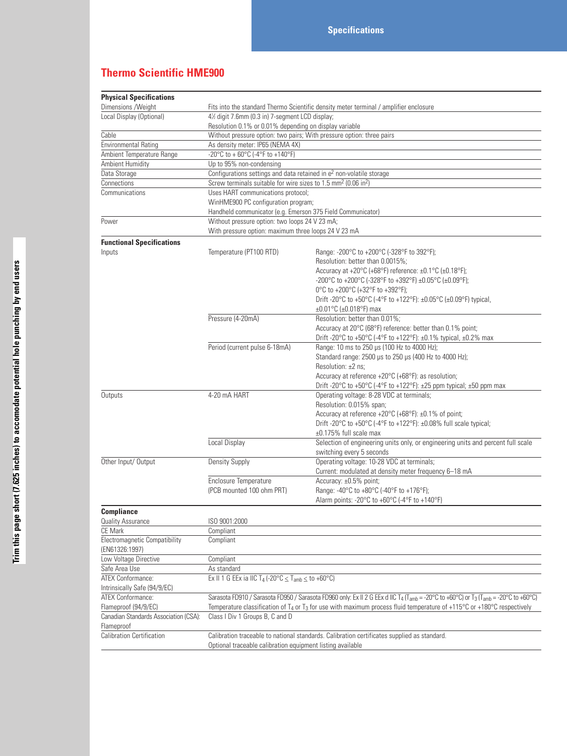# Specifications

## Thermo Scientific HME900

| **Physical Specifications** | | |
|---|---|---|
| Dimensions /Weight | Fits into the standard Thermo Scientific density meter terminal / amplifier enclosure | |
| Local Display (Optional) | 4½ digit 7.6mm (0.3 in) 7-segment LCD display;<br>Resolution 0.1% or 0.01% depending on display variable | |
| Cable | Without pressure option: two pairs; With pressure option: three pairs | |
| Environmental Rating | As density meter: IP65 (NEMA 4X) | |
| Ambient Temperature Range | -20°C to + 60°C (-4°F to +140°F) | |
| Ambient Humidity | Up to 95% non-condensing | |
| Data Storage | Configurations settings and data retained in $e^2$ non-volatile storage | |
| Connections | Screw terminals suitable for wire sizes to 1.5 $mm^2$ (0.06 $in^2$) | |
| Communications | Uses HART communications protocol;<br>WinHME900 PC configuration program;<br>Handheld communicator (e.g. Emerson 375 Field Communicator) | |
| Power | Without pressure option: two loops 24 V 23 mA;<br>With pressure option: maximum three loops 24 V 23 mA | |
| **Functional Specifications** | | |
| Inputs | Temperature (PT100 RTD) | Range: -200°C to +200°C (-328°F to 392°F);<br>Resolution: better than 0.0015%;<br>Accuracy at +20°C (+68°F) reference: ±0.1°C (±0.18°F);<br>-200°C to +200°C (-328°F to +392°F) ±0.05°C (±0.09°F);<br>0°C to +200°C (+32°F to +392°F);<br>Drift -20°C to +50°C (-4°F to +122°F): ±0.05°C (±0.09°F) typical,<br>±0.01°C (±0.018°F) max |
| | Pressure (4-20mA) | Resolution: better than 0.01%;<br>Accuracy at 20°C (68°F) reference: better than 0.1% point;<br>Drift -20°C to +50°C (-4°F to +122°F): ±0.1% typical, ±0.2% max |
| | Period (current pulse 6-18mA) | Range: 10 ms to 250 µs (100 Hz to 4000 Hz);<br>Standard range: 2500 µs to 250 µs (400 Hz to 4000 Hz);<br>Resolution: ±2 ns;<br>Accuracy at reference +20°C (+68°F): as resolution;<br>Drift -20°C to +50°C (-4°F to +122°F): ±25 ppm typical; ±50 ppm max |
| Outputs | 4-20 mA HART | Operating voltage: 8-28 VDC at terminals;<br>Resolution: 0.015% span;<br>Accuracy at reference +20°C (+68°F): ±0.1% of point;<br>Drift -20°C to +50°C (-4°F to +122°F): ±0.08% full scale typical;<br>±0.175% full scale max |
| | Local Display | Selection of engineering units only, or engineering units and percent full scale switching every 5 seconds |
| Other Input/ Output | Density Supply | Operating voltage: 10-28 VDC at terminals;<br>Current: modulated at density meter frequency 6–18 mA |
| | Enclosure Temperature<br>(PCB mounted 100 ohm PRT) | Accuracy: ±0.5% point;<br>Range: -40°C to +80°C (-40°F to +176°F);<br>Alarm points: -20°C to +60°C (-4°F to +140°F) |
| **Compliance** | | |
| Quality Assurance | ISO 9001:2000 | |
| CE Mark | Compliant | |
| Electromagnetic Compatibility (EN61326:1997) | Compliant | |
| Low Voltage Directive | Compliant | |
| Safe Area Use | As standard | |
| ATEX Conformance:<br>Intrinsically Safe (94/9/EC) | Ex II 1 G EEx ia IIC $T_4$ (-20°C $\leq T_{amb} \leq$ to +60°C) | |
| ATEX Conformance:<br>Flameproof (94/9/EC) | Sarasota FD910 / Sarasota FD950 / Sarasota FD960 only: Ex II 2 G EEx d IIC $T_4$ ($T_{amb}$ = -20°C to +60°C) or $T_3$ ($T_{amb}$ = -20°C to +60°C)<br>Temperature classification of $T_4$ or $T_3$ for use with maximum process fluid temperature of +115°C or +180°C respectively | |
| Canadian Standards Association (CSA):<br>Flameproof | Class I Div 1 Groups B, C and D | |
| Calibration Certification | Calibration traceable to national standards. Calibration certificates supplied as standard.<br>Optional traceable calibration equipment listing available | |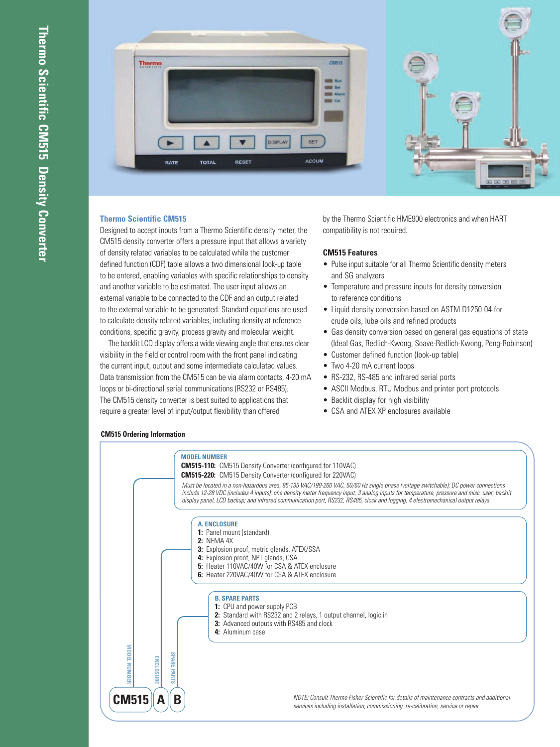# Thermo Scientific CM515 Density Converter

### Thermo Scientific CM515

Designed to accept inputs from a Thermo Scientific density meter, the CM515 density converter offers a pressure input that allows a variety of density related variables to be calculated while the customer defined function (CDF) table allows a two dimensional look-up table to be entered, enabling variables with specific relationships to density and another variable to be estimated. The user input allows an external variable to be connected to the CDF and an output related to the external variable to be generated. Standard equations are used to calculate density related variables, including density at reference conditions, specific gravity, process gravity and molecular weight.

The backlit LCD display offers a wide viewing angle that ensures clear visibility in the field or control room with the front panel indicating the current input, output and some intermediate calculated values. Data transmission from the CM515 can be via alarm contacts, 4-20 mA loops or bi-directional serial communications (RS232 or RS485). The CM515 density converter is best suited to applications that require a greater level of input/output flexibility than offered by the Thermo Scientific HME900 electronics and when HART compatibility is not required.

### CM515 Features

- Pulse input suitable for all Thermo Scientific density meters and SG analyzers
- Temperature and pressure inputs for density conversion to reference conditions
- Liquid density conversion based on ASTM D1250-04 for crude oils, lube oils and refined products
- Gas density conversion based on general gas equations of state (Ideal Gas, Redlich-Kwong, Soave-Redlich-Kwong, Peng-Robinson)
- Customer defined function (look-up table)
- Two 4-20 mA current loops
- RS-232, RS-485 and infrared serial ports
- ASCII Modbus, RTU Modbus and printer port protocols
- Backlit display for high visibility
- CSA and ATEX XP enclosures available

### CM515 Ordering Information

**MODEL NUMBER**

**CM515-110:** CM515 Density Converter (configured for 110VAC)
**CM515-220:** CM515 Density Converter (configured for 220VAC)

*Must be located in a non-hazardous area, 95-135 VAC/190-260 VAC, 50/60 Hz single phase (voltage switchable); DC power connections include 12-28 VDC (includes 4 inputs); one density meter frequency input; 3 analog inputs for temperature, pressure and misc. user; backlit display panel, LCD backup; and infrared communication port, RS232, RS485, clock and logging, 4 electromechanical output relays*

**A. ENCLOSURE**

**1:** Panel mount (standard)
**2:** NEMA 4X
**3:** Explosion proof, metric glands, ATEX/SSA
**4:** Explosion proof, NPT glands, CSA
**5:** Heater 110VAC/40W for CSA & ATEX enclosure
**6:** Heater 220VAC/40W for CSA & ATEX enclosure

**B. SPARE PARTS**

**1:** CPU and power supply PCB
**2:** Standard with RS232 and 2 relays, 1 output channel, logic in
**3:** Advanced outputs with RS485 and clock
**4:** Aluminum case

MODEL NUMBER | ENCLOSURE | SPARE PARTS

**CM515 | A | B**

*NOTE: Consult Thermo Fisher Scientific for details of maintenance contracts and additional services including installation, commissioning, re-calibration, service or repair.*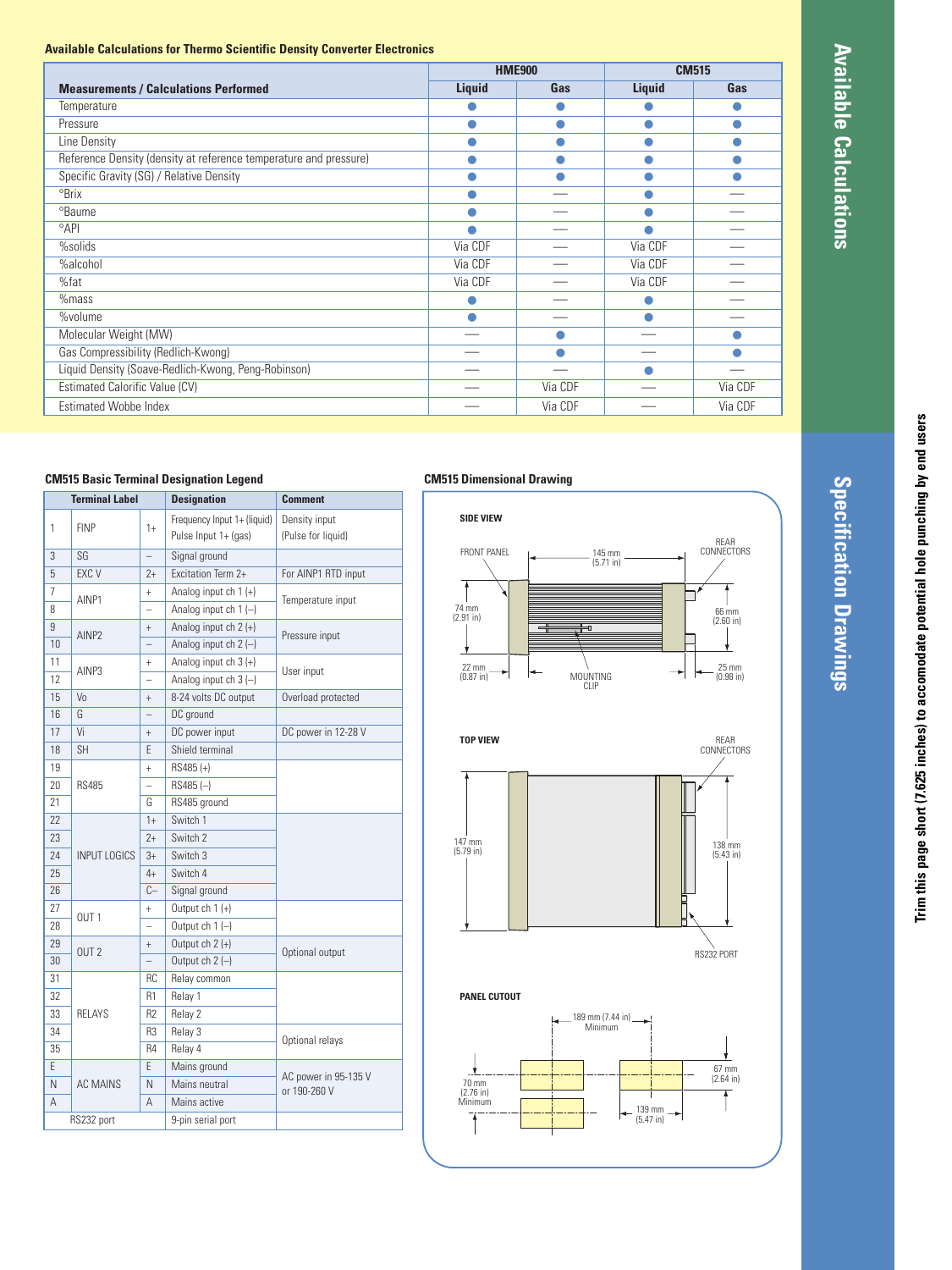## Available Calculations

### Available Calculations for Thermo Scientific Density Converter Electronics

| Measurements / Calculations Performed | HME900 | | CM515 | |
|---|---|---|---|---|
| | Liquid | Gas | Liquid | Gas |
| Temperature | ● | ● | ● | ● |
| Pressure | ● | ● | ● | ● |
| Line Density | ● | ● | ● | ● |
| Reference Density (density at reference temperature and pressure) | ● | ● | ● | ● |
| Specific Gravity (SG) / Relative Density | ● | ● | ● | ● |
| °Brix | ● | — | ● | — |
| °Baume | ● | — | ● | — |
| °API | ● | — | ● | — |
| %solids | Via CDF | — | Via CDF | — |
| %alcohol | Via CDF | — | Via CDF | — |
| %fat | Via CDF | — | Via CDF | — |
| %mass | ● | — | ● | — |
| %volume | ● | — | ● | — |
| Molecular Weight (MW) | — | ● | — | ● |
| Gas Compressibility (Redlich-Kwong) | — | ● | — | ● |
| Liquid Density (Soave-Redlich-Kwong, Peng-Robinson) | — | — | ● | — |
| Estimated Calorific Value (CV) | — | Via CDF | — | Via CDF |
| Estimated Wobbe Index | — | Via CDF | — | Via CDF |

## Specification Drawings

### CM515 Basic Terminal Designation Legend

| Terminal Label | | | Designation | Comment |
|---|---|---|---|---|
| 1 | FINP | 1+ | Frequency Input 1+ (liquid) Pulse Input 1+ (gas) | Density input (Pulse for liquid) |
| 3 | SG | – | Signal ground | |
| 5 | EXC V | 2+ | Excitation Term 2+ | For AINP1 RTD input |
| 7 | AINP1 | + | Analog input ch 1 (+) | Temperature input |
| 8 | | – | Analog input ch 1 (–) | |
| 9 | AINP2 | + | Analog input ch 2 (+) | Pressure input |
| 10 | | – | Analog input ch 2 (–) | |
| 11 | AINP3 | + | Analog input ch 3 (+) | User input |
| 12 | | – | Analog input ch 3 (–) | |
| 15 | Vo | + | 8-24 volts DC output | Overload protected |
| 16 | G | – | DC ground | |
| 17 | Vi | + | DC power input | DC power in 12-28 V |
| 18 | SH | E | Shield terminal | |
| 19 | RS485 | + | RS485 (+) | |
| 20 | | – | RS485 (–) | |
| 21 | | G | RS485 ground | |
| 22 | INPUT LOGICS | 1+ | Switch 1 | |
| 23 | | 2+ | Switch 2 | |
| 24 | | 3+ | Switch 3 | |
| 25 | | 4+ | Switch 4 | |
| 26 | | C– | Signal ground | |
| 27 | OUT 1 | + | Output ch 1 (+) | |
| 28 | | – | Output ch 1 (–) | |
| 29 | OUT 2 | + | Output ch 2 (+) | Optional output |
| 30 | | – | Output ch 2 (–) | |
| 31 | RELAYS | RC | Relay common | |
| 32 | | R1 | Relay 1 | |
| 33 | | R2 | Relay 2 | |
| 34 | | R3 | Relay 3 | Optional relays |
| 35 | | R4 | Relay 4 | |
| E | AC MAINS | E | Mains ground | AC power in 95-135 V or 190-260 V |
| N | | N | Mains neutral | |
| A | | A | Mains active | |
| RS232 port | | | 9-pin serial port | |

### CM515 Dimensional Drawing

**SIDE VIEW**

FRONT PANEL — 145 mm (5.71 in) — REAR CONNECTORS

74 mm (2.91 in) — 66 mm (2.60 in)

22 mm (0.87 in) — MOUNTING CLIP — 25 mm (0.98 in)

**TOP VIEW**

REAR CONNECTORS

147 mm (5.79 in) — 138 mm (5.43 in)

RS232 PORT

**PANEL CUTOUT**

189 mm (7.44 in) Minimum

70 mm (2.76 in) Minimum — 67 mm (2.64 in)

139 mm (5.47 in)

Trim this page short (7.625 inches) to accomodate potential hole punching by end users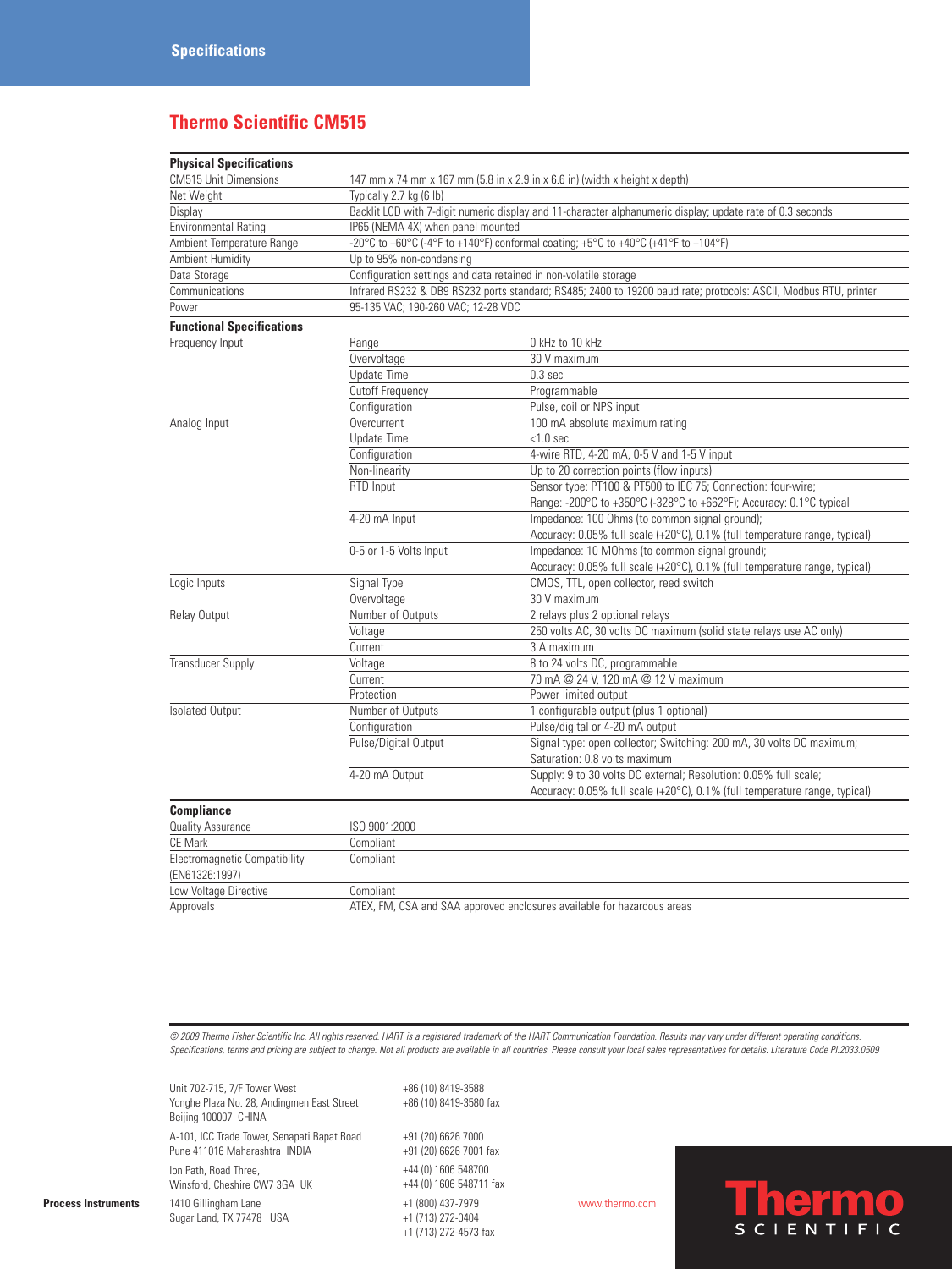## Specifications

# Thermo Scientific CM515

| | |
|---|---|
| **Physical Specifications** | |
| CM515 Unit Dimensions | 147 mm x 74 mm x 167 mm (5.8 in x 2.9 in x 6.6 in) (width x height x depth) |
| Net Weight | Typically 2.7 kg (6 lb) |
| Display | Backlit LCD with 7-digit numeric display and 11-character alphanumeric display; update rate of 0.3 seconds |
| Environmental Rating | IP65 (NEMA 4X) when panel mounted |
| Ambient Temperature Range | -20°C to +60°C (-4°F to +140°F) conformal coating; +5°C to +40°C (+41°F to +104°F) |
| Ambient Humidity | Up to 95% non-condensing |
| Data Storage | Configuration settings and data retained in non-volatile storage |
| Communications | Infrared RS232 & DB9 RS232 ports standard; RS485; 2400 to 19200 baud rate; protocols: ASCII, Modbus RTU, printer |
| Power | 95-135 VAC; 190-260 VAC; 12-28 VDC |

| | | |
|---|---|---|
| **Functional Specifications** | | |
| Frequency Input | Range | 0 kHz to 10 kHz |
| | Overvoltage | 30 V maximum |
| | Update Time | 0.3 sec |
| | Cutoff Frequency | Programmable |
| | Configuration | Pulse, coil or NPS input |
| Analog Input | Overcurrent | 100 mA absolute maximum rating |
| | Update Time | <1.0 sec |
| | Configuration | 4-wire RTD, 4-20 mA, 0-5 V and 1-5 V input |
| | Non-linearity | Up to 20 correction points (flow inputs) |
| | RTD Input | Sensor type: PT100 & PT500 to IEC 75; Connection: four-wire; Range: -200°C to +350°C (-328°C to +662°F); Accuracy: 0.1°C typical |
| | 4-20 mA Input | Impedance: 100 Ohms (to common signal ground); Accuracy: 0.05% full scale (+20°C), 0.1% (full temperature range, typical) |
| | 0-5 or 1-5 Volts Input | Impedance: 10 MOhms (to common signal ground); Accuracy: 0.05% full scale (+20°C), 0.1% (full temperature range, typical) |
| Logic Inputs | Signal Type | CMOS, TTL, open collector, reed switch |
| | Overvoltage | 30 V maximum |
| Relay Output | Number of Outputs | 2 relays plus 2 optional relays |
| | Voltage | 250 volts AC, 30 volts DC maximum (solid state relays use AC only) |
| | Current | 3 A maximum |
| Transducer Supply | Voltage | 8 to 24 volts DC, programmable |
| | Current | 70 mA @ 24 V, 120 mA @ 12 V maximum |
| | Protection | Power limited output |
| Isolated Output | Number of Outputs | 1 configurable output (plus 1 optional) |
| | Configuration | Pulse/digital or 4-20 mA output |
| | Pulse/Digital Output | Signal type: open collector; Switching: 200 mA, 30 volts DC maximum; Saturation: 0.8 volts maximum |
| | 4-20 mA Output | Supply: 9 to 30 volts DC external; Resolution: 0.05% full scale; Accuracy: 0.05% full scale (+20°C), 0.1% (full temperature range, typical) |

| | |
|---|---|
| **Compliance** | |
| Quality Assurance | ISO 9001:2000 |
| CE Mark | Compliant |
| Electromagnetic Compatibility (EN61326:1997) | Compliant |
| Low Voltage Directive | Compliant |
| Approvals | ATEX, FM, CSA and SAA approved enclosures available for hazardous areas |

*© 2009 Thermo Fisher Scientific Inc. All rights reserved. HART is a registered trademark of the HART Communication Foundation. Results may vary under different operating conditions. Specifications, terms and pricing are subject to change. Not all products are available in all countries. Please consult your local sales representatives for details. Literature Code PI.2033.0509*

**Process Instruments**

Unit 702-715, 7/F Tower West
Yonghe Plaza No. 28, Andingmen East Street
Beijing 100007 CHINA
+86 (10) 8419-3588
+86 (10) 8419-3580 fax

A-101, ICC Trade Tower, Senapati Bapat Road
Pune 411016 Maharashtra INDIA
+91 (20) 6626 7000
+91 (20) 6626 7001 fax

Ion Path, Road Three,
Winsford, Cheshire CW7 3GA UK
+44 (0) 1606 548700
+44 (0) 1606 548711 fax

1410 Gillingham Lane
Sugar Land, TX 77478 USA
+1 (800) 437-7979
+1 (713) 272-0404
+1 (713) 272-4573 fax

www.thermo.com

Thermo SCIENTIFIC